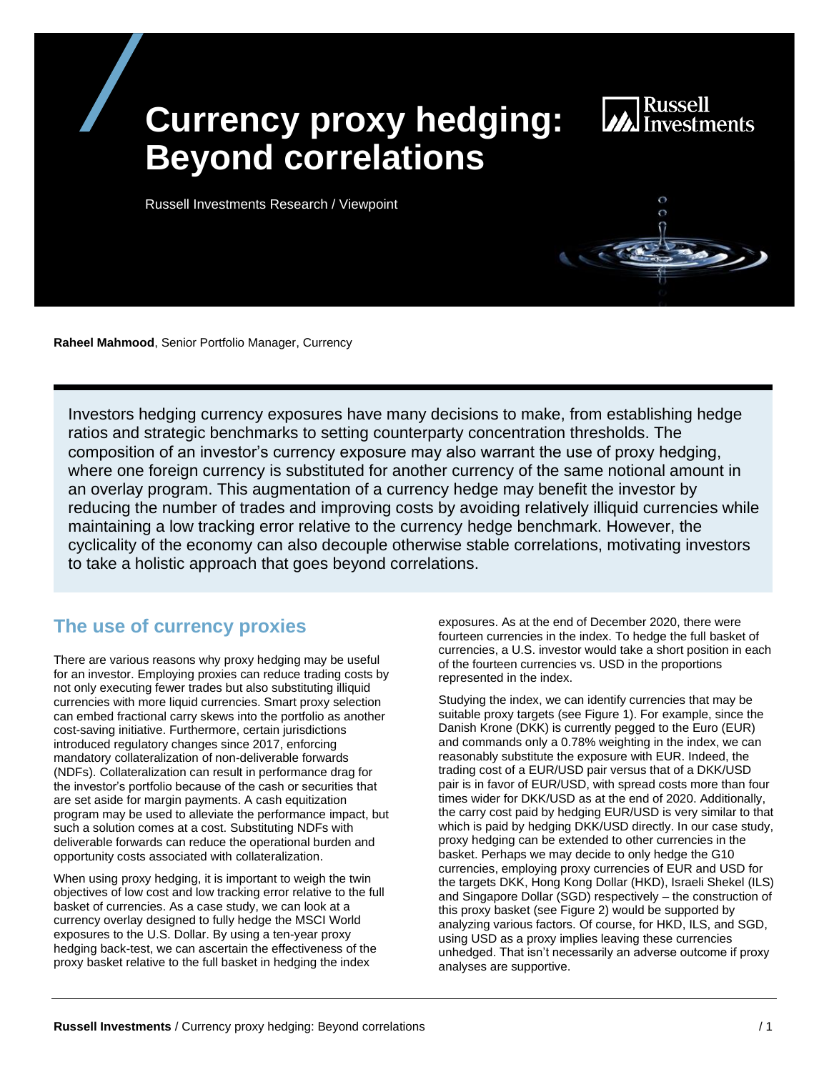# Currency proxy hedging: Beyond correlations

Russell Investments Research / Viewpoint

**Raheel Mahmood**, Senior Portfolio Manager, Currency

Investors hedging currency exposures have many decisions to make, from establishing hedge ratios and strategic benchmarks to setting counterparty concentration thresholds. The composition of an investor's currency exposure may also warrant the use of proxy hedging, where one foreign currency is substituted for another currency of the same notional amount in an overlay program. This augmentation of a currency hedge may benefit the investor by reducing the number of trades and improving costs by avoiding relatively illiquid currencies while maintaining a low tracking error relative to the currency hedge benchmark. However, the cyclicality of the economy can also decouple otherwise stable correlations, motivating investors to take a holistic approach that goes beyond correlations.

## The use of currency proxies

There are various reasons why proxy hedging may be useful for an investor. Employing proxies can reduce trading costs by not only executing fewer trades but also substituting illiquid currencies with more liquid currencies. Smart proxy selection can embed fractional carry skews into the portfolio as another cost-saving initiative. Furthermore, certain jurisdictions introduced regulatory changes since 2017, enforcing mandatory collateralization of non-deliverable forwards (NDFs). Collateralization can result in performance drag for the investor's portfolio because of the cash or securities that are set aside for margin payments. A cash equitization program may be used to alleviate the performance impact, but such a solution comes at a cost. Substituting NDFs with deliverable forwards can reduce the operational burden and opportunity costs associated with collateralization.

When using proxy hedging, it is important to weigh the twin objectives of low cost and low tracking error relative to the full basket of currencies. As a case study, we can look at a currency overlay designed to fully hedge the MSCI World exposures to the U.S. Dollar. By using a ten-year proxy hedging back-test, we can ascertain the effectiveness of the proxy basket relative to the full basket in hedging the index exposures. As at the end of December 2020, there were fourteen currencies in the index. To hedge the full basket of currencies, a U.S. investor would take a short position in each of the fourteen currencies vs. USD in the proportions represented in the index.

Studying the index, we can identify currencies that may be suitable proxy targets (see Figure 1). For example, since the Danish Krone (DKK) is currently pegged to the Euro (EUR) and commands only a 0.78% weighting in the index, we can reasonably substitute the exposure with EUR. Indeed, the trading cost of a EUR/USD pair versus that of a DKK/USD pair is in favor of EUR/USD, with spread costs more than four times wider for DKK/USD as at the end of 2020. Additionally, the carry cost paid by hedging EUR/USD is very similar to that which is paid by hedging DKK/USD directly. In our case study, proxy hedging can be extended to other currencies in the basket. Perhaps we may decide to only hedge the G10 currencies, employing proxy currencies of EUR and USD for the targets DKK, Hong Kong Dollar (HKD), Israeli Shekel (ILS) and Singapore Dollar (SGD) respectively – the construction of this proxy basket (see Figure 2) would be supported by analyzing various factors. Of course, for HKD, ILS, and SGD, using USD as a proxy implies leaving these currencies unhedged. That isn't necessarily an adverse outcome if proxy analyses are supportive.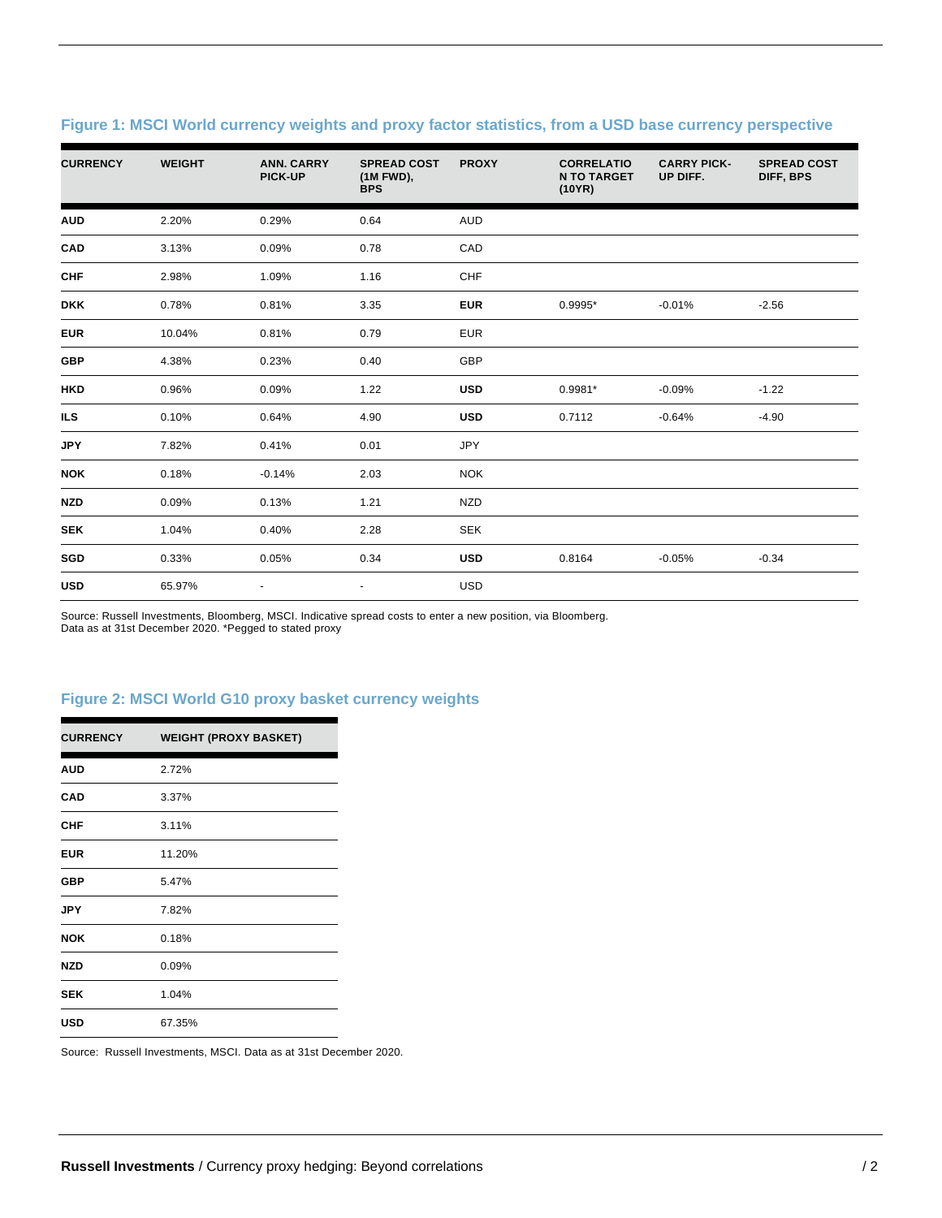### Figure 1: MSCI World currency weights and proxy factor statistics, from a USD base currency perspective

| CURRENCY | WEIGHT | ANN. CARRY PICK-UP | SPREAD COST (1M FWD), BPS | PROXY | CORRELATION TO TARGET (10YR) | CARRY PICK-UP DIFF. | SPREAD COST DIFF, BPS |
|---|---|---|---|---|---|---|---|
| **AUD** | 2.20% | 0.29% | 0.64 | AUD | | | |
| **CAD** | 3.13% | 0.09% | 0.78 | CAD | | | |
| **CHF** | 2.98% | 1.09% | 1.16 | CHF | | | |
| **DKK** | 0.78% | 0.81% | 3.35 | **EUR** | 0.9995* | -0.01% | -2.56 |
| **EUR** | 10.04% | 0.81% | 0.79 | EUR | | | |
| **GBP** | 4.38% | 0.23% | 0.40 | GBP | | | |
| **HKD** | 0.96% | 0.09% | 1.22 | **USD** | 0.9981* | -0.09% | -1.22 |
| **ILS** | 0.10% | 0.64% | 4.90 | **USD** | 0.7112 | -0.64% | -4.90 |
| **JPY** | 7.82% | 0.41% | 0.01 | JPY | | | |
| **NOK** | 0.18% | -0.14% | 2.03 | NOK | | | |
| **NZD** | 0.09% | 0.13% | 1.21 | NZD | | | |
| **SEK** | 1.04% | 0.40% | 2.28 | SEK | | | |
| **SGD** | 0.33% | 0.05% | 0.34 | **USD** | 0.8164 | -0.05% | -0.34 |
| **USD** | 65.97% | - | - | USD | | | |

Source: Russell Investments, Bloomberg, MSCI. Indicative spread costs to enter a new position, via Bloomberg.
Data as at 31st December 2020. *Pegged to stated proxy

### Figure 2: MSCI World G10 proxy basket currency weights

| CURRENCY | WEIGHT (PROXY BASKET) |
|---|---|
| **AUD** | 2.72% |
| **CAD** | 3.37% |
| **CHF** | 3.11% |
| **EUR** | 11.20% |
| **GBP** | 5.47% |
| **JPY** | 7.82% |
| **NOK** | 0.18% |
| **NZD** | 0.09% |
| **SEK** | 1.04% |
| **USD** | 67.35% |

Source: Russell Investments, MSCI. Data as at 31st December 2020.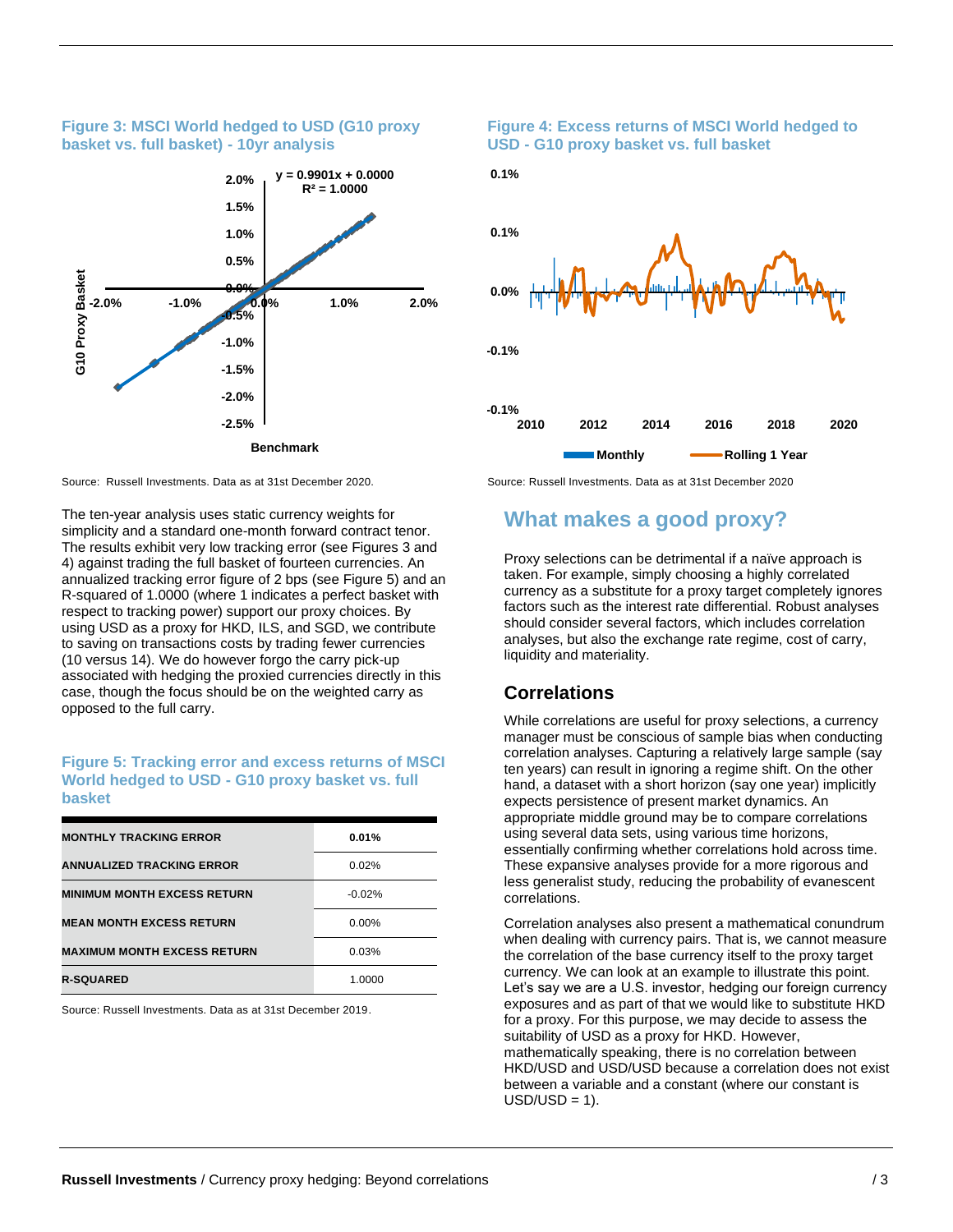**Figure 3: MSCI World hedged to USD (G10 proxy basket vs. full basket) - 10yr analysis**

Source: Russell Investments. Data as at 31st December 2020.

The ten-year analysis uses static currency weights for simplicity and a standard one-month forward contract tenor. The results exhibit very low tracking error (see Figures 3 and 4) against trading the full basket of fourteen currencies. An annualized tracking error figure of 2 bps (see Figure 5) and an R-squared of 1.0000 (where 1 indicates a perfect basket with respect to tracking power) support our proxy choices. By using USD as a proxy for HKD, ILS, and SGD, we contribute to saving on transactions costs by trading fewer currencies (10 versus 14). We do however forgo the carry pick-up associated with hedging the proxied currencies directly in this case, though the focus should be on the weighted carry as opposed to the full carry.

**Figure 5: Tracking error and excess returns of MSCI World hedged to USD - G10 proxy basket vs. full basket**

| | |
|---|---|
| MONTHLY TRACKING ERROR | **0.01%** |
| ANNUALIZED TRACKING ERROR | 0.02% |
| MINIMUM MONTH EXCESS RETURN | -0.02% |
| MEAN MONTH EXCESS RETURN | 0.00% |
| MAXIMUM MONTH EXCESS RETURN | 0.03% |
| R-SQUARED | 1.0000 |

Source: Russell Investments. Data as at 31st December 2019.

**Figure 4: Excess returns of MSCI World hedged to USD - G10 proxy basket vs. full basket**

Source: Russell Investments. Data as at 31st December 2020

## What makes a good proxy?

Proxy selections can be detrimental if a naïve approach is taken. For example, simply choosing a highly correlated currency as a substitute for a proxy target completely ignores factors such as the interest rate differential. Robust analyses should consider several factors, which includes correlation analyses, but also the exchange rate regime, cost of carry, liquidity and materiality.

### Correlations

While correlations are useful for proxy selections, a currency manager must be conscious of sample bias when conducting correlation analyses. Capturing a relatively large sample (say ten years) can result in ignoring a regime shift. On the other hand, a dataset with a short horizon (say one year) implicitly expects persistence of present market dynamics. An appropriate middle ground may be to compare correlations using several data sets, using various time horizons, essentially confirming whether correlations hold across time. These expansive analyses provide for a more rigorous and less generalist study, reducing the probability of evanescent correlations.

Correlation analyses also present a mathematical conundrum when dealing with currency pairs. That is, we cannot measure the correlation of the base currency itself to the proxy target currency. We can look at an example to illustrate this point. Let's say we are a U.S. investor, hedging our foreign currency exposures and as part of that we would like to substitute HKD for a proxy. For this purpose, we may decide to assess the suitability of USD as a proxy for HKD. However, mathematically speaking, there is no correlation between HKD/USD and USD/USD because a correlation does not exist between a variable and a constant (where our constant is USD/USD = 1).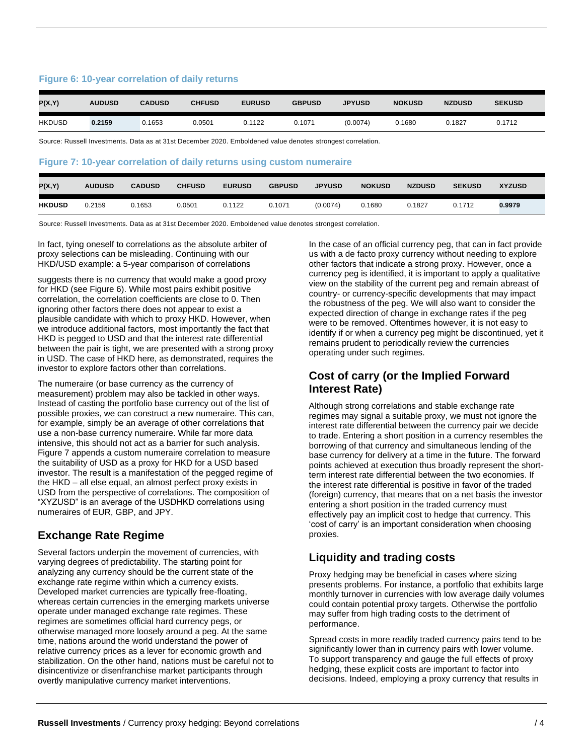**Figure 6: 10-year correlation of daily returns**

| P(X,Y) | AUDUSD | CADUSD | CHFUSD | EURUSD | GBPUSD | JPYUSD | NOKUSD | NZDUSD | SEKUSD |
|---|---|---|---|---|---|---|---|---|---|
| HKDUSD | **0.2159** | 0.1653 | 0.0501 | 0.1122 | 0.1071 | (0.0074) | 0.1680 | 0.1827 | 0.1712 |

Source: Russell Investments. Data as at 31st December 2020. Emboldened value denotes strongest correlation.

**Figure 7: 10-year correlation of daily returns using custom numeraire**

| P(X,Y) | AUDUSD | CADUSD | CHFUSD | EURUSD | GBPUSD | JPYUSD | NOKUSD | NZDUSD | SEKUSD | XYZUSD |
|---|---|---|---|---|---|---|---|---|---|---|
| **HKDUSD** | 0.2159 | 0.1653 | 0.0501 | 0.1122 | 0.1071 | (0.0074) | 0.1680 | 0.1827 | 0.1712 | **0.9979** |

Source: Russell Investments. Data as at 31st December 2020. Emboldened value denotes strongest correlation.

In fact, tying oneself to correlations as the absolute arbiter of proxy selections can be misleading. Continuing with our HKD/USD example: a 5-year comparison of correlations

suggests there is no currency that would make a good proxy for HKD (see Figure 6). While most pairs exhibit positive correlation, the correlation coefficients are close to 0. Then ignoring other factors there does not appear to exist a plausible candidate with which to proxy HKD. However, when we introduce additional factors, most importantly the fact that HKD is pegged to USD and that the interest rate differential between the pair is tight, we are presented with a strong proxy in USD. The case of HKD here, as demonstrated, requires the investor to explore factors other than correlations.

The numeraire (or base currency as the currency of measurement) problem may also be tackled in other ways. Instead of casting the portfolio base currency out of the list of possible proxies, we can construct a new numeraire. This can, for example, simply be an average of other correlations that use a non-base currency numeraire. While far more data intensive, this should not act as a barrier for such analysis. Figure 7 appends a custom numeraire correlation to measure the suitability of USD as a proxy for HKD for a USD based investor. The result is a manifestation of the pegged regime of the HKD – all else equal, an almost perfect proxy exists in USD from the perspective of correlations. The composition of "XYZUSD" is an average of the USDHKD correlations using numeraires of EUR, GBP, and JPY.

## Exchange Rate Regime

Several factors underpin the movement of currencies, with varying degrees of predictability. The starting point for analyzing any currency should be the current state of the exchange rate regime within which a currency exists. Developed market currencies are typically free-floating, whereas certain currencies in the emerging markets universe operate under managed exchange rate regimes. These regimes are sometimes official hard currency pegs, or otherwise managed more loosely around a peg. At the same time, nations around the world understand the power of relative currency prices as a lever for economic growth and stabilization. On the other hand, nations must be careful not to disincentivize or disenfranchise market participants through overtly manipulative currency market interventions.

In the case of an official currency peg, that can in fact provide us with a de facto proxy currency without needing to explore other factors that indicate a strong proxy. However, once a currency peg is identified, it is important to apply a qualitative view on the stability of the current peg and remain abreast of country- or currency-specific developments that may impact the robustness of the peg. We will also want to consider the expected direction of change in exchange rates if the peg were to be removed. Oftentimes however, it is not easy to identify if or when a currency peg might be discontinued, yet it remains prudent to periodically review the currencies operating under such regimes.

## Cost of carry (or the Implied Forward Interest Rate)

Although strong correlations and stable exchange rate regimes may signal a suitable proxy, we must not ignore the interest rate differential between the currency pair we decide to trade. Entering a short position in a currency resembles the borrowing of that currency and simultaneous lending of the base currency for delivery at a time in the future. The forward points achieved at execution thus broadly represent the short-term interest rate differential between the two economies. If the interest rate differential is positive in favor of the traded (foreign) currency, that means that on a net basis the investor entering a short position in the traded currency must effectively pay an implicit cost to hedge that currency. This 'cost of carry' is an important consideration when choosing proxies.

## Liquidity and trading costs

Proxy hedging may be beneficial in cases where sizing presents problems. For instance, a portfolio that exhibits large monthly turnover in currencies with low average daily volumes could contain potential proxy targets. Otherwise the portfolio may suffer from high trading costs to the detriment of performance.

Spread costs in more readily traded currency pairs tend to be significantly lower than in currency pairs with lower volume. To support transparency and gauge the full effects of proxy hedging, these explicit costs are important to factor into decisions. Indeed, employing a proxy currency that results in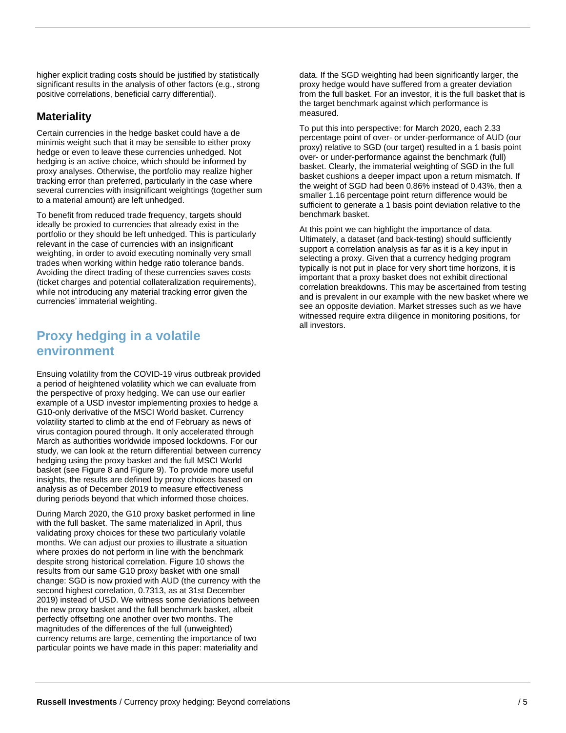higher explicit trading costs should be justified by statistically significant results in the analysis of other factors (e.g., strong positive correlations, beneficial carry differential).

### Materiality

Certain currencies in the hedge basket could have a de minimis weight such that it may be sensible to either proxy hedge or even to leave these currencies unhedged. Not hedging is an active choice, which should be informed by proxy analyses. Otherwise, the portfolio may realize higher tracking error than preferred, particularly in the case where several currencies with insignificant weightings (together sum to a material amount) are left unhedged.

To benefit from reduced trade frequency, targets should ideally be proxied to currencies that already exist in the portfolio or they should be left unhedged. This is particularly relevant in the case of currencies with an insignificant weighting, in order to avoid executing nominally very small trades when working within hedge ratio tolerance bands. Avoiding the direct trading of these currencies saves costs (ticket charges and potential collateralization requirements), while not introducing any material tracking error given the currencies' immaterial weighting.

## Proxy hedging in a volatile environment

Ensuing volatility from the COVID-19 virus outbreak provided a period of heightened volatility which we can evaluate from the perspective of proxy hedging. We can use our earlier example of a USD investor implementing proxies to hedge a G10-only derivative of the MSCI World basket. Currency volatility started to climb at the end of February as news of virus contagion poured through. It only accelerated through March as authorities worldwide imposed lockdowns. For our study, we can look at the return differential between currency hedging using the proxy basket and the full MSCI World basket (see Figure 8 and Figure 9). To provide more useful insights, the results are defined by proxy choices based on analysis as of December 2019 to measure effectiveness during periods beyond that which informed those choices.

During March 2020, the G10 proxy basket performed in line with the full basket. The same materialized in April, thus validating proxy choices for these two particularly volatile months. We can adjust our proxies to illustrate a situation where proxies do not perform in line with the benchmark despite strong historical correlation. Figure 10 shows the results from our same G10 proxy basket with one small change: SGD is now proxied with AUD (the currency with the second highest correlation, 0.7313, as at 31st December 2019) instead of USD. We witness some deviations between the new proxy basket and the full benchmark basket, albeit perfectly offsetting one another over two months. The magnitudes of the differences of the full (unweighted) currency returns are large, cementing the importance of two particular points we have made in this paper: materiality and data. If the SGD weighting had been significantly larger, the proxy hedge would have suffered from a greater deviation from the full basket. For an investor, it is the full basket that is the target benchmark against which performance is measured.

To put this into perspective: for March 2020, each 2.33 percentage point of over- or under-performance of AUD (our proxy) relative to SGD (our target) resulted in a 1 basis point over- or under-performance against the benchmark (full) basket. Clearly, the immaterial weighting of SGD in the full basket cushions a deeper impact upon a return mismatch. If the weight of SGD had been 0.86% instead of 0.43%, then a smaller 1.16 percentage point return difference would be sufficient to generate a 1 basis point deviation relative to the benchmark basket.

At this point we can highlight the importance of data. Ultimately, a dataset (and back-testing) should sufficiently support a correlation analysis as far as it is a key input in selecting a proxy. Given that a currency hedging program typically is not put in place for very short time horizons, it is important that a proxy basket does not exhibit directional correlation breakdowns. This may be ascertained from testing and is prevalent in our example with the new basket where we see an opposite deviation. Market stresses such as we have witnessed require extra diligence in monitoring positions, for all investors.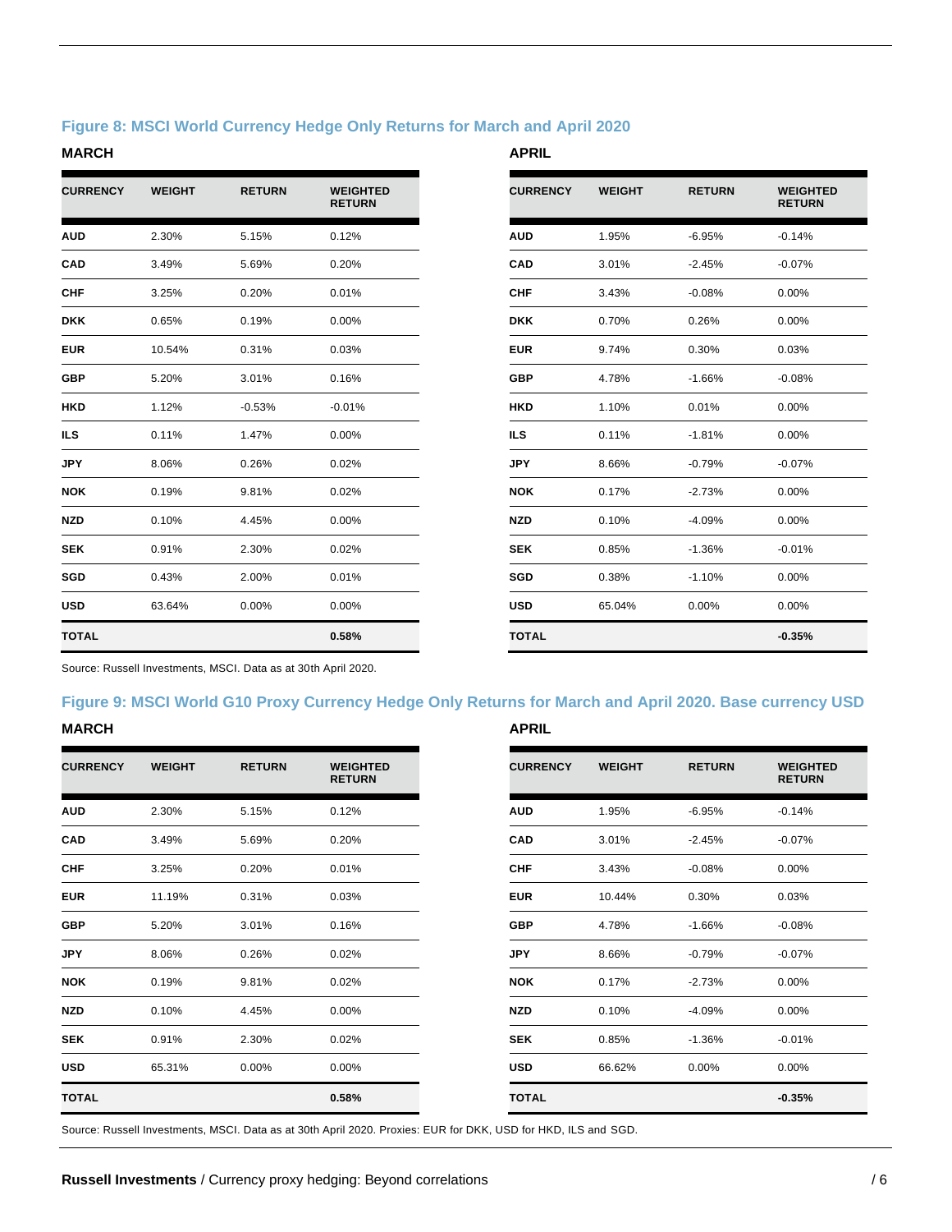### Figure 8: MSCI World Currency Hedge Only Returns for March and April 2020

**MARCH**

| CURRENCY | WEIGHT | RETURN | WEIGHTED RETURN |
|---|---|---|---|
| **AUD** | 2.30% | 5.15% | 0.12% |
| **CAD** | 3.49% | 5.69% | 0.20% |
| **CHF** | 3.25% | 0.20% | 0.01% |
| **DKK** | 0.65% | 0.19% | 0.00% |
| **EUR** | 10.54% | 0.31% | 0.03% |
| **GBP** | 5.20% | 3.01% | 0.16% |
| **HKD** | 1.12% | -0.53% | -0.01% |
| **ILS** | 0.11% | 1.47% | 0.00% |
| **JPY** | 8.06% | 0.26% | 0.02% |
| **NOK** | 0.19% | 9.81% | 0.02% |
| **NZD** | 0.10% | 4.45% | 0.00% |
| **SEK** | 0.91% | 2.30% | 0.02% |
| **SGD** | 0.43% | 2.00% | 0.01% |
| **USD** | 63.64% | 0.00% | 0.00% |
| **TOTAL** | | | **0.58%** |

**APRIL**

| CURRENCY | WEIGHT | RETURN | WEIGHTED RETURN |
|---|---|---|---|
| **AUD** | 1.95% | -6.95% | -0.14% |
| **CAD** | 3.01% | -2.45% | -0.07% |
| **CHF** | 3.43% | -0.08% | 0.00% |
| **DKK** | 0.70% | 0.26% | 0.00% |
| **EUR** | 9.74% | 0.30% | 0.03% |
| **GBP** | 4.78% | -1.66% | -0.08% |
| **HKD** | 1.10% | 0.01% | 0.00% |
| **ILS** | 0.11% | -1.81% | 0.00% |
| **JPY** | 8.66% | -0.79% | -0.07% |
| **NOK** | 0.17% | -2.73% | 0.00% |
| **NZD** | 0.10% | -4.09% | 0.00% |
| **SEK** | 0.85% | -1.36% | -0.01% |
| **SGD** | 0.38% | -1.10% | 0.00% |
| **USD** | 65.04% | 0.00% | 0.00% |
| **TOTAL** | | | **-0.35%** |

Source: Russell Investments, MSCI. Data as at 30th April 2020.

### Figure 9: MSCI World G10 Proxy Currency Hedge Only Returns for March and April 2020. Base currency USD

**MARCH**

| CURRENCY | WEIGHT | RETURN | WEIGHTED RETURN |
|---|---|---|---|
| **AUD** | 2.30% | 5.15% | 0.12% |
| **CAD** | 3.49% | 5.69% | 0.20% |
| **CHF** | 3.25% | 0.20% | 0.01% |
| **EUR** | 11.19% | 0.31% | 0.03% |
| **GBP** | 5.20% | 3.01% | 0.16% |
| **JPY** | 8.06% | 0.26% | 0.02% |
| **NOK** | 0.19% | 9.81% | 0.02% |
| **NZD** | 0.10% | 4.45% | 0.00% |
| **SEK** | 0.91% | 2.30% | 0.02% |
| **USD** | 65.31% | 0.00% | 0.00% |
| **TOTAL** | | | **0.58%** |

**APRIL**

| CURRENCY | WEIGHT | RETURN | WEIGHTED RETURN |
|---|---|---|---|
| **AUD** | 1.95% | -6.95% | -0.14% |
| **CAD** | 3.01% | -2.45% | -0.07% |
| **CHF** | 3.43% | -0.08% | 0.00% |
| **EUR** | 10.44% | 0.30% | 0.03% |
| **GBP** | 4.78% | -1.66% | -0.08% |
| **JPY** | 8.66% | -0.79% | -0.07% |
| **NOK** | 0.17% | -2.73% | 0.00% |
| **NZD** | 0.10% | -4.09% | 0.00% |
| **SEK** | 0.85% | -1.36% | -0.01% |
| **USD** | 66.62% | 0.00% | 0.00% |
| **TOTAL** | | | **-0.35%** |

Source: Russell Investments, MSCI. Data as at 30th April 2020. Proxies: EUR for DKK, USD for HKD, ILS and SGD.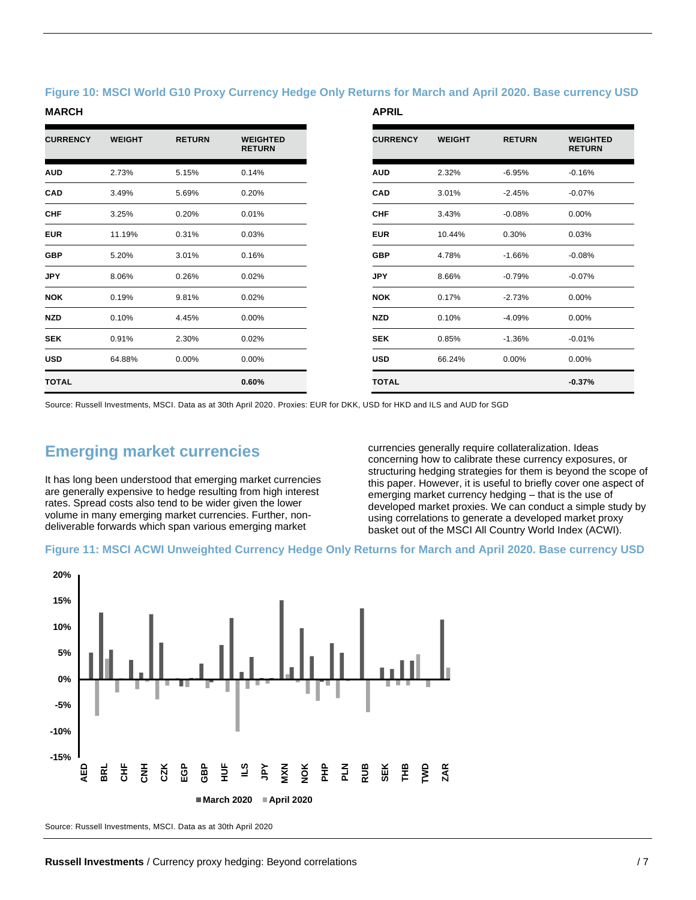**Figure 10: MSCI World G10 Proxy Currency Hedge Only Returns for March and April 2020. Base currency USD**

**MARCH**

| CURRENCY | WEIGHT | RETURN | WEIGHTED RETURN |
|---|---|---|---|
| AUD | 2.73% | 5.15% | 0.14% |
| CAD | 3.49% | 5.69% | 0.20% |
| CHF | 3.25% | 0.20% | 0.01% |
| EUR | 11.19% | 0.31% | 0.03% |
| GBP | 5.20% | 3.01% | 0.16% |
| JPY | 8.06% | 0.26% | 0.02% |
| NOK | 0.19% | 9.81% | 0.02% |
| NZD | 0.10% | 4.45% | 0.00% |
| SEK | 0.91% | 2.30% | 0.02% |
| USD | 64.88% | 0.00% | 0.00% |
| **TOTAL** | | | **0.60%** |

**APRIL**

| CURRENCY | WEIGHT | RETURN | WEIGHTED RETURN |
|---|---|---|---|
| AUD | 2.32% | -6.95% | -0.16% |
| CAD | 3.01% | -2.45% | -0.07% |
| CHF | 3.43% | -0.08% | 0.00% |
| EUR | 10.44% | 0.30% | 0.03% |
| GBP | 4.78% | -1.66% | -0.08% |
| JPY | 8.66% | -0.79% | -0.07% |
| NOK | 0.17% | -2.73% | 0.00% |
| NZD | 0.10% | -4.09% | 0.00% |
| SEK | 0.85% | -1.36% | -0.01% |
| USD | 66.24% | 0.00% | 0.00% |
| **TOTAL** | | | **-0.37%** |

Source: Russell Investments, MSCI. Data as at 30th April 2020. Proxies: EUR for DKK, USD for HKD and ILS and AUD for SGD

## Emerging market currencies

It has long been understood that emerging market currencies are generally expensive to hedge resulting from high interest rates. Spread costs also tend to be wider given the lower volume in many emerging market currencies. Further, non-deliverable forwards which span various emerging market currencies generally require collateralization. Ideas concerning how to calibrate these currency exposures, or structuring hedging strategies for them is beyond the scope of this paper. However, it is useful to briefly cover one aspect of emerging market currency hedging – that is the use of developed market proxies. We can conduct a simple study by using correlations to generate a developed market proxy basket out of the MSCI All Country World Index (ACWI).

**Figure 11: MSCI ACWI Unweighted Currency Hedge Only Returns for March and April 2020. Base currency USD**

Source: Russell Investments, MSCI. Data as at 30th April 2020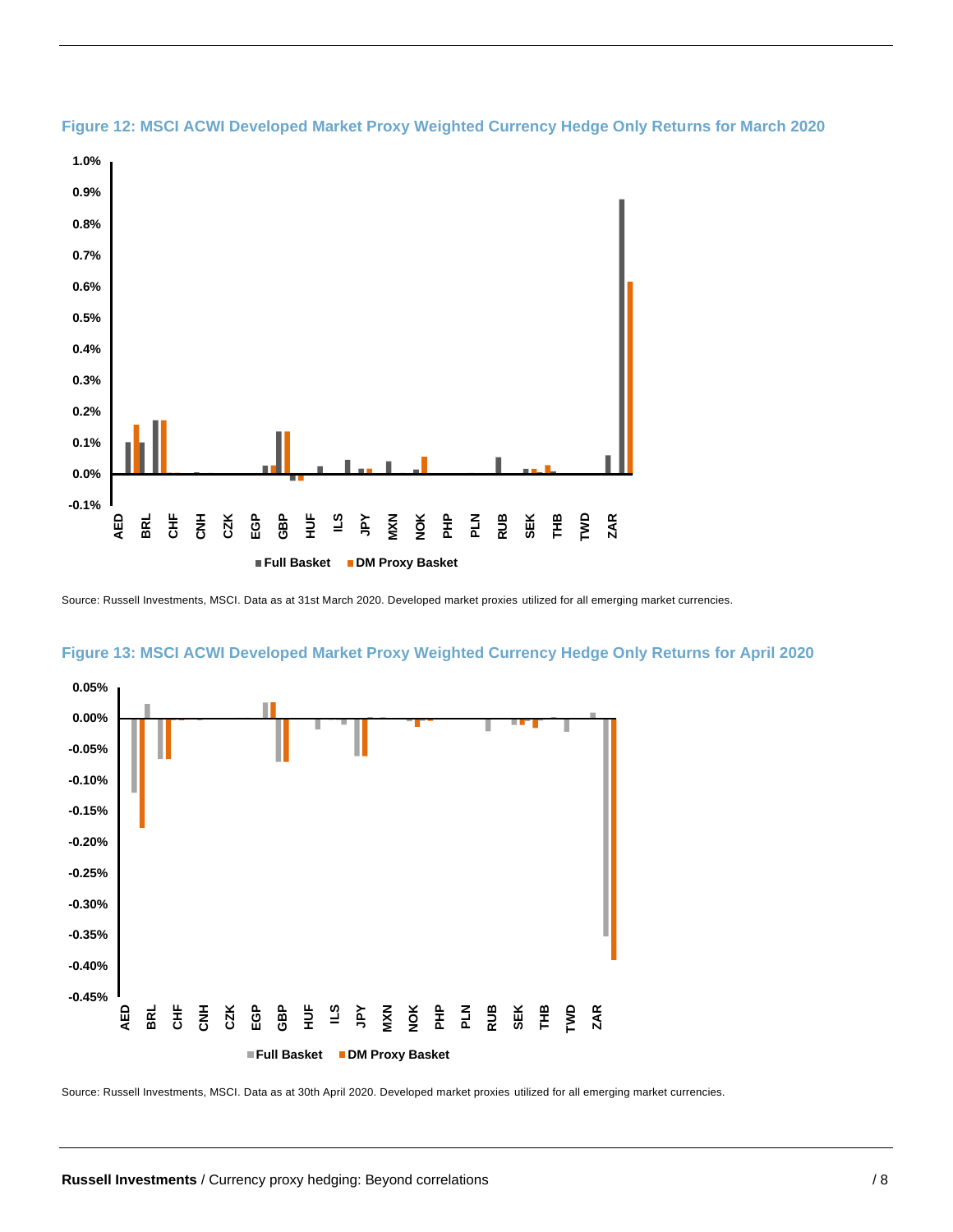**Figure 12: MSCI ACWI Developed Market Proxy Weighted Currency Hedge Only Returns for March 2020**

Source: Russell Investments, MSCI. Data as at 31st March 2020. Developed market proxies utilized for all emerging market currencies.

**Figure 13: MSCI ACWI Developed Market Proxy Weighted Currency Hedge Only Returns for April 2020**

Source: Russell Investments, MSCI. Data as at 30th April 2020. Developed market proxies utilized for all emerging market currencies.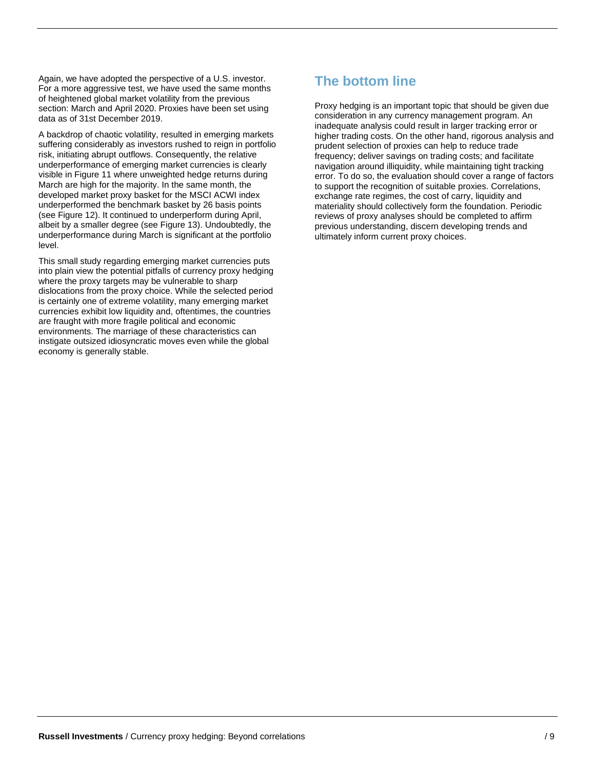Again, we have adopted the perspective of a U.S. investor. For a more aggressive test, we have used the same months of heightened global market volatility from the previous section: March and April 2020. Proxies have been set using data as of 31st December 2019.

A backdrop of chaotic volatility, resulted in emerging markets suffering considerably as investors rushed to reign in portfolio risk, initiating abrupt outflows. Consequently, the relative underperformance of emerging market currencies is clearly visible in Figure 11 where unweighted hedge returns during March are high for the majority. In the same month, the developed market proxy basket for the MSCI ACWI index underperformed the benchmark basket by 26 basis points (see Figure 12). It continued to underperform during April, albeit by a smaller degree (see Figure 13). Undoubtedly, the underperformance during March is significant at the portfolio level.

This small study regarding emerging market currencies puts into plain view the potential pitfalls of currency proxy hedging where the proxy targets may be vulnerable to sharp dislocations from the proxy choice. While the selected period is certainly one of extreme volatility, many emerging market currencies exhibit low liquidity and, oftentimes, the countries are fraught with more fragile political and economic environments. The marriage of these characteristics can instigate outsized idiosyncratic moves even while the global economy is generally stable.

## The bottom line

Proxy hedging is an important topic that should be given due consideration in any currency management program. An inadequate analysis could result in larger tracking error or higher trading costs. On the other hand, rigorous analysis and prudent selection of proxies can help to reduce trade frequency; deliver savings on trading costs; and facilitate navigation around illiquidity, while maintaining tight tracking error. To do so, the evaluation should cover a range of factors to support the recognition of suitable proxies. Correlations, exchange rate regimes, the cost of carry, liquidity and materiality should collectively form the foundation. Periodic reviews of proxy analyses should be completed to affirm previous understanding, discern developing trends and ultimately inform current proxy choices.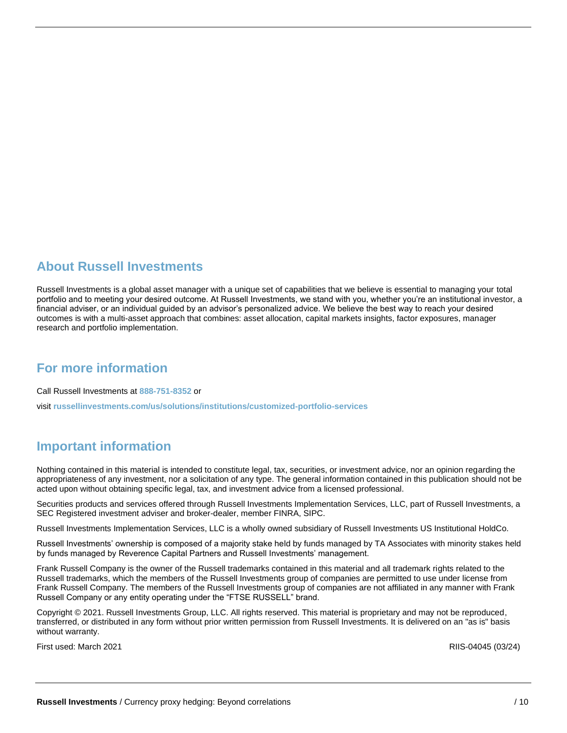## About Russell Investments

Russell Investments is a global asset manager with a unique set of capabilities that we believe is essential to managing your total portfolio and to meeting your desired outcome. At Russell Investments, we stand with you, whether you're an institutional investor, a financial adviser, or an individual guided by an advisor's personalized advice. We believe the best way to reach your desired outcomes is with a multi-asset approach that combines: asset allocation, capital markets insights, factor exposures, manager research and portfolio implementation.

## For more information

Call Russell Investments at **888-751-8352** or

visit **russellinvestments.com/us/solutions/institutions/customized-portfolio-services**

## Important information

Nothing contained in this material is intended to constitute legal, tax, securities, or investment advice, nor an opinion regarding the appropriateness of any investment, nor a solicitation of any type. The general information contained in this publication should not be acted upon without obtaining specific legal, tax, and investment advice from a licensed professional.

Securities products and services offered through Russell Investments Implementation Services, LLC, part of Russell Investments, a SEC Registered investment adviser and broker-dealer, member FINRA, SIPC.

Russell Investments Implementation Services, LLC is a wholly owned subsidiary of Russell Investments US Institutional HoldCo.

Russell Investments' ownership is composed of a majority stake held by funds managed by TA Associates with minority stakes held by funds managed by Reverence Capital Partners and Russell Investments' management.

Frank Russell Company is the owner of the Russell trademarks contained in this material and all trademark rights related to the Russell trademarks, which the members of the Russell Investments group of companies are permitted to use under license from Frank Russell Company. The members of the Russell Investments group of companies are not affiliated in any manner with Frank Russell Company or any entity operating under the "FTSE RUSSELL" brand.

Copyright © 2021. Russell Investments Group, LLC. All rights reserved. This material is proprietary and may not be reproduced, transferred, or distributed in any form without prior written permission from Russell Investments. It is delivered on an "as is" basis without warranty.

First used: March 2021

RIIS-04045 (03/24)